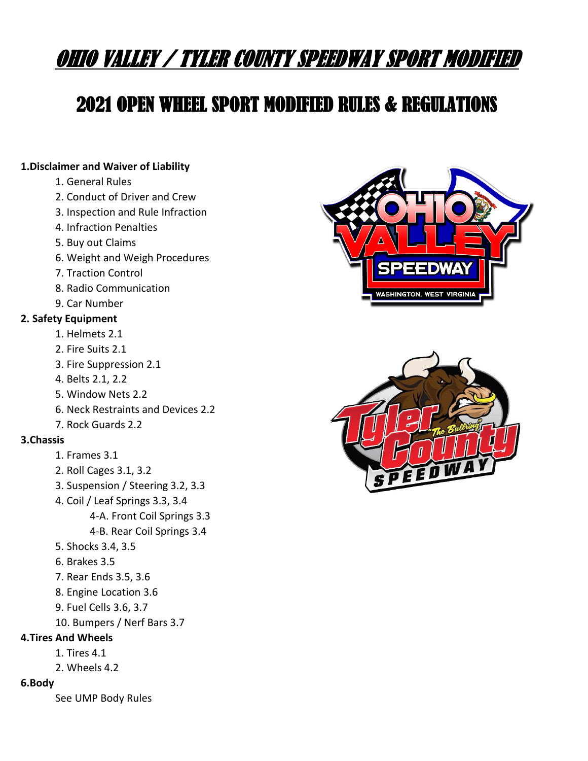# OHIO VALLEY / TYLER COUNTY SPEEDWAY SPORT MODIFIED

## 2021 OPEN WHEEL SPORT MODIFIED RULES & REGULATIONS

**1.Disclaimer and Waiver of Liability**

1. General Rules
2. Conduct of Driver and Crew
3. Inspection and Rule Infraction
4. Infraction Penalties
5. Buy out Claims
6. Weight and Weigh Procedures
7. Traction Control
8. Radio Communication
9. Car Number

**2. Safety Equipment**

1. Helmets 2.1
2. Fire Suits 2.1
3. Fire Suppression 2.1
4. Belts 2.1, 2.2
5. Window Nets 2.2
6. Neck Restraints and Devices 2.2
7. Rock Guards 2.2

**3.Chassis**

1. Frames 3.1
2. Roll Cages 3.1, 3.2
3. Suspension / Steering 3.2, 3.3
4. Coil / Leaf Springs 3.3, 3.4
    - 4-A. Front Coil Springs 3.3
    - 4-B. Rear Coil Springs 3.4
5. Shocks 3.4, 3.5
6. Brakes 3.5
7. Rear Ends 3.5, 3.6
8. Engine Location 3.6
9. Fuel Cells 3.6, 3.7
10. Bumpers / Nerf Bars 3.7

**4.Tires And Wheels**

1. Tires 4.1
2. Wheels 4.2

**6.Body**

See UMP Body Rules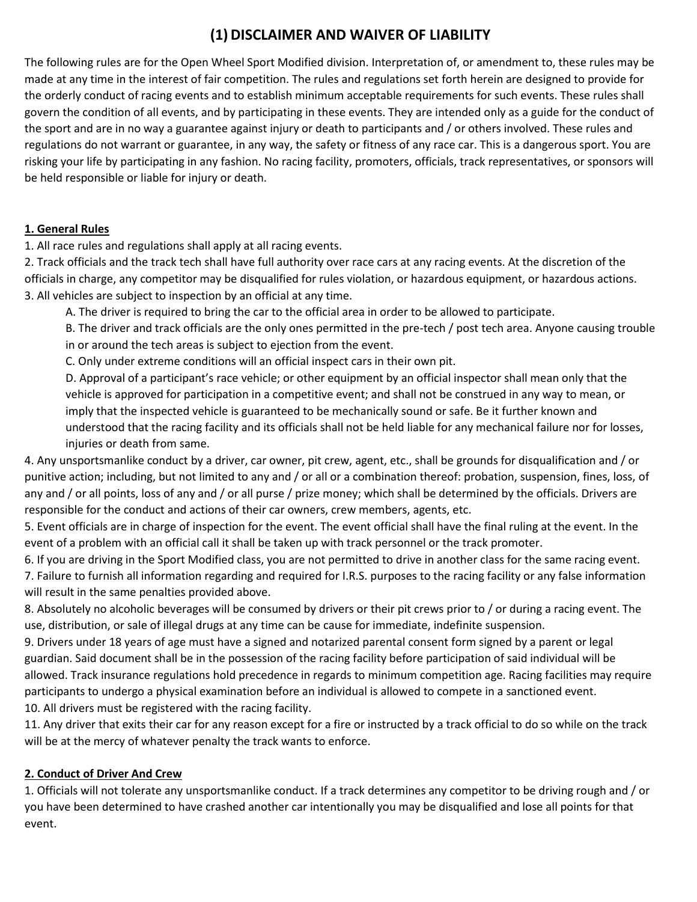# (1) DISCLAIMER AND WAIVER OF LIABILITY

The following rules are for the Open Wheel Sport Modified division. Interpretation of, or amendment to, these rules may be made at any time in the interest of fair competition. The rules and regulations set forth herein are designed to provide for the orderly conduct of racing events and to establish minimum acceptable requirements for such events. These rules shall govern the condition of all events, and by participating in these events. They are intended only as a guide for the conduct of the sport and are in no way a guarantee against injury or death to participants and / or others involved. These rules and regulations do not warrant or guarantee, in any way, the safety or fitness of any race car. This is a dangerous sport. You are risking your life by participating in any fashion. No racing facility, promoters, officials, track representatives, or sponsors will be held responsible or liable for injury or death.

## 1. General Rules

1. All race rules and regulations shall apply at all racing events.
2. Track officials and the track tech shall have full authority over race cars at any racing events. At the discretion of the officials in charge, any competitor may be disqualified for rules violation, or hazardous equipment, or hazardous actions.
3. All vehicles are subject to inspection by an official at any time.
    A. The driver is required to bring the car to the official area in order to be allowed to participate.
    B. The driver and track officials are the only ones permitted in the pre-tech / post tech area. Anyone causing trouble in or around the tech areas is subject to ejection from the event.
    C. Only under extreme conditions will an official inspect cars in their own pit.
    D. Approval of a participant's race vehicle; or other equipment by an official inspector shall mean only that the vehicle is approved for participation in a competitive event; and shall not be construed in any way to mean, or imply that the inspected vehicle is guaranteed to be mechanically sound or safe. Be it further known and understood that the racing facility and its officials shall not be held liable for any mechanical failure nor for losses, injuries or death from same.
4. Any unsportsmanlike conduct by a driver, car owner, pit crew, agent, etc., shall be grounds for disqualification and / or punitive action; including, but not limited to any and / or all or a combination thereof: probation, suspension, fines, loss, of any and / or all points, loss of any and / or all purse / prize money; which shall be determined by the officials. Drivers are responsible for the conduct and actions of their car owners, crew members, agents, etc.
5. Event officials are in charge of inspection for the event. The event official shall have the final ruling at the event. In the event of a problem with an official call it shall be taken up with track personnel or the track promoter.
6. If you are driving in the Sport Modified class, you are not permitted to drive in another class for the same racing event.
7. Failure to furnish all information regarding and required for I.R.S. purposes to the racing facility or any false information will result in the same penalties provided above.
8. Absolutely no alcoholic beverages will be consumed by drivers or their pit crews prior to / or during a racing event. The use, distribution, or sale of illegal drugs at any time can be cause for immediate, indefinite suspension.
9. Drivers under 18 years of age must have a signed and notarized parental consent form signed by a parent or legal guardian. Said document shall be in the possession of the racing facility before participation of said individual will be allowed. Track insurance regulations hold precedence in regards to minimum competition age. Racing facilities may require participants to undergo a physical examination before an individual is allowed to compete in a sanctioned event.
10. All drivers must be registered with the racing facility.
11. Any driver that exits their car for any reason except for a fire or instructed by a track official to do so while on the track will be at the mercy of whatever penalty the track wants to enforce.

## 2. Conduct of Driver And Crew

1. Officials will not tolerate any unsportsmanlike conduct. If a track determines any competitor to be driving rough and / or you have been determined to have crashed another car intentionally you may be disqualified and lose all points for that event.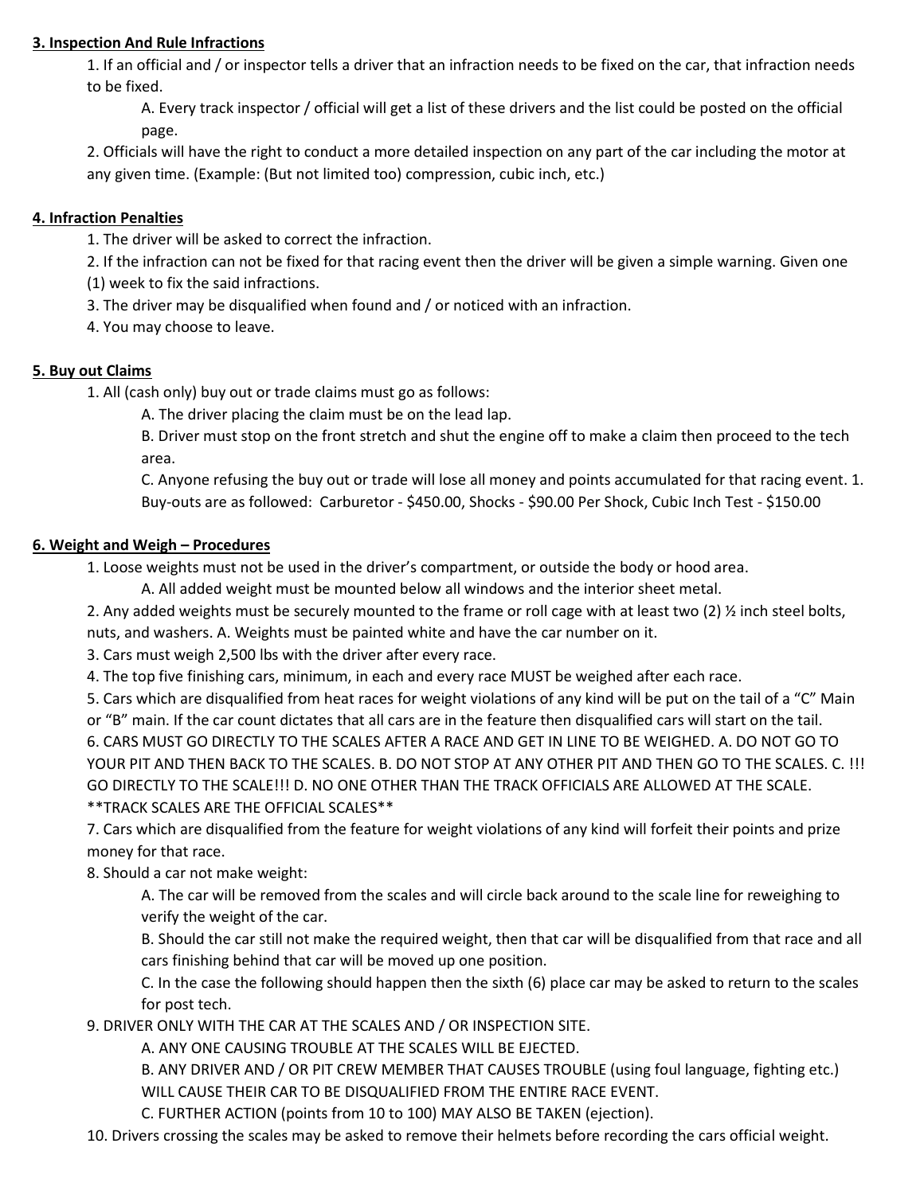**3. Inspection And Rule Infractions**

1. If an official and / or inspector tells a driver that an infraction needs to be fixed on the car, that infraction needs to be fixed.
    A. Every track inspector / official will get a list of these drivers and the list could be posted on the official page.
2. Officials will have the right to conduct a more detailed inspection on any part of the car including the motor at any given time. (Example: (But not limited too) compression, cubic inch, etc.)

**4. Infraction Penalties**

1. The driver will be asked to correct the infraction.
2. If the infraction can not be fixed for that racing event then the driver will be given a simple warning. Given one (1) week to fix the said infractions.
3. The driver may be disqualified when found and / or noticed with an infraction.
4. You may choose to leave.

**5. Buy out Claims**

1. All (cash only) buy out or trade claims must go as follows:
    A. The driver placing the claim must be on the lead lap.
    B. Driver must stop on the front stretch and shut the engine off to make a claim then proceed to the tech area.
    C. Anyone refusing the buy out or trade will lose all money and points accumulated for that racing event. 1. Buy-outs are as followed: Carburetor - $450.00, Shocks - $90.00 Per Shock, Cubic Inch Test - $150.00

**6. Weight and Weigh – Procedures**

1. Loose weights must not be used in the driver's compartment, or outside the body or hood area.
    A. All added weight must be mounted below all windows and the interior sheet metal.
2. Any added weights must be securely mounted to the frame or roll cage with at least two (2) ½ inch steel bolts, nuts, and washers. A. Weights must be painted white and have the car number on it.
3. Cars must weigh 2,500 lbs with the driver after every race.
4. The top five finishing cars, minimum, in each and every race MUST be weighed after each race.
5. Cars which are disqualified from heat races for weight violations of any kind will be put on the tail of a "C" Main or "B" main. If the car count dictates that all cars are in the feature then disqualified cars will start on the tail.
6. CARS MUST GO DIRECTLY TO THE SCALES AFTER A RACE AND GET IN LINE TO BE WEIGHED. A. DO NOT GO TO YOUR PIT AND THEN BACK TO THE SCALES. B. DO NOT STOP AT ANY OTHER PIT AND THEN GO TO THE SCALES. C. !!! GO DIRECTLY TO THE SCALE!!! D. NO ONE OTHER THAN THE TRACK OFFICIALS ARE ALLOWED AT THE SCALE. **TRACK SCALES ARE THE OFFICIAL SCALES**
7. Cars which are disqualified from the feature for weight violations of any kind will forfeit their points and prize money for that race.
8. Should a car not make weight:
    A. The car will be removed from the scales and will circle back around to the scale line for reweighing to verify the weight of the car.
    B. Should the car still not make the required weight, then that car will be disqualified from that race and all cars finishing behind that car will be moved up one position.
    C. In the case the following should happen then the sixth (6) place car may be asked to return to the scales for post tech.
9. DRIVER ONLY WITH THE CAR AT THE SCALES AND / OR INSPECTION SITE.
    A. ANY ONE CAUSING TROUBLE AT THE SCALES WILL BE EJECTED.
    B. ANY DRIVER AND / OR PIT CREW MEMBER THAT CAUSES TROUBLE (using foul language, fighting etc.) WILL CAUSE THEIR CAR TO BE DISQUALIFIED FROM THE ENTIRE RACE EVENT.
    C. FURTHER ACTION (points from 10 to 100) MAY ALSO BE TAKEN (ejection).
10. Drivers crossing the scales may be asked to remove their helmets before recording the cars official weight.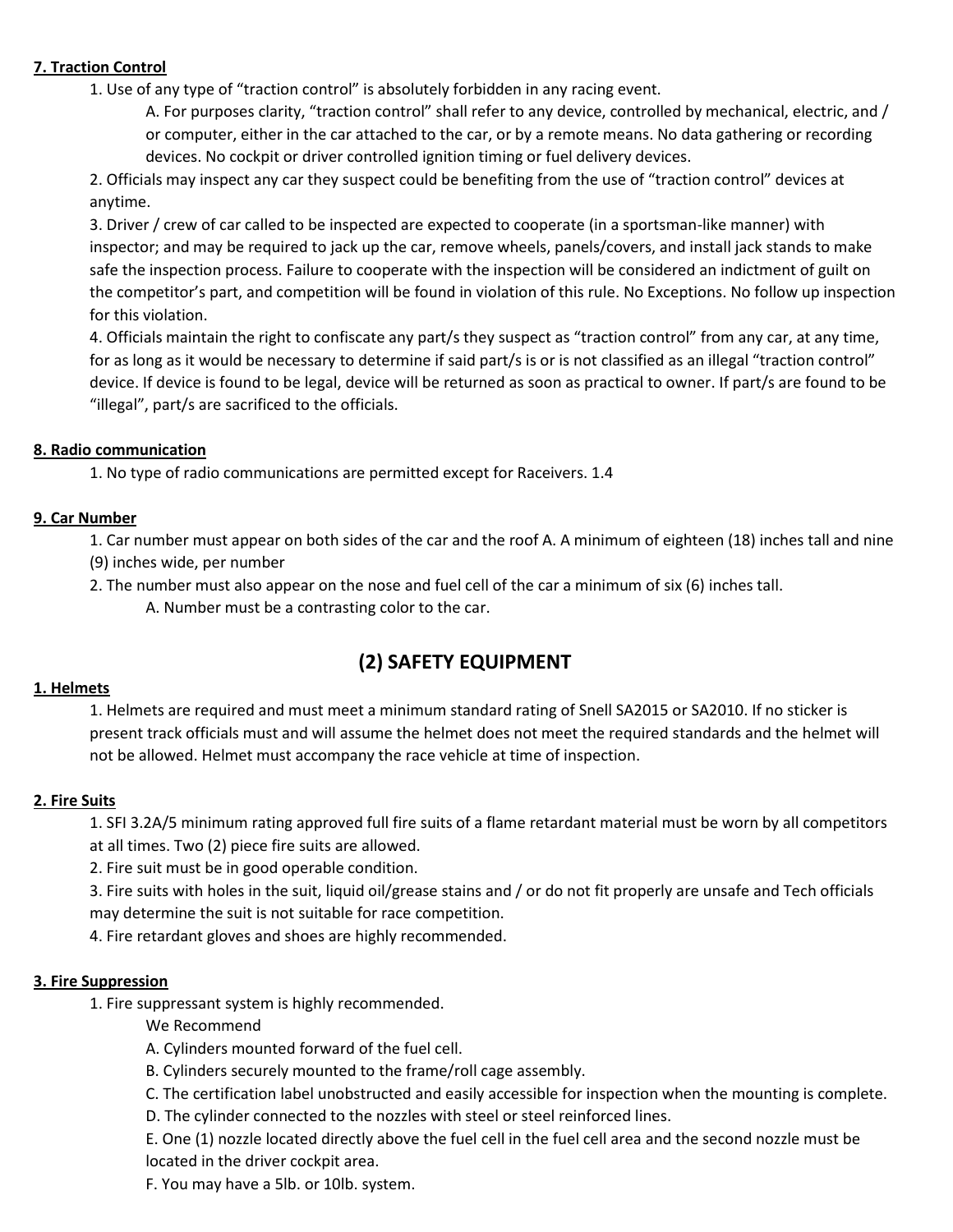**7. Traction Control**

1. Use of any type of "traction control" is absolutely forbidden in any racing event.
    A. For purposes clarity, "traction control" shall refer to any device, controlled by mechanical, electric, and / or computer, either in the car attached to the car, or by a remote means. No data gathering or recording devices. No cockpit or driver controlled ignition timing or fuel delivery devices.
2. Officials may inspect any car they suspect could be benefiting from the use of "traction control" devices at anytime.
3. Driver / crew of car called to be inspected are expected to cooperate (in a sportsman-like manner) with inspector; and may be required to jack up the car, remove wheels, panels/covers, and install jack stands to make safe the inspection process. Failure to cooperate with the inspection will be considered an indictment of guilt on the competitor's part, and competition will be found in violation of this rule. No Exceptions. No follow up inspection for this violation.
4. Officials maintain the right to confiscate any part/s they suspect as "traction control" from any car, at any time, for as long as it would be necessary to determine if said part/s is or is not classified as an illegal "traction control" device. If device is found to be legal, device will be returned as soon as practical to owner. If part/s are found to be "illegal", part/s are sacrificed to the officials.

**8. Radio communication**

1. No type of radio communications are permitted except for Raceivers. 1.4

**9. Car Number**

1. Car number must appear on both sides of the car and the roof A. A minimum of eighteen (18) inches tall and nine (9) inches wide, per number
2. The number must also appear on the nose and fuel cell of the car a minimum of six (6) inches tall.
    A. Number must be a contrasting color to the car.

## (2) SAFETY EQUIPMENT

**1. Helmets**

1. Helmets are required and must meet a minimum standard rating of Snell SA2015 or SA2010. If no sticker is present track officials must and will assume the helmet does not meet the required standards and the helmet will not be allowed. Helmet must accompany the race vehicle at time of inspection.

**2. Fire Suits**

1. SFI 3.2A/5 minimum rating approved full fire suits of a flame retardant material must be worn by all competitors at all times. Two (2) piece fire suits are allowed.
2. Fire suit must be in good operable condition.
3. Fire suits with holes in the suit, liquid oil/grease stains and / or do not fit properly are unsafe and Tech officials may determine the suit is not suitable for race competition.
4. Fire retardant gloves and shoes are highly recommended.

**3. Fire Suppression**

1. Fire suppressant system is highly recommended.
    We Recommend
    A. Cylinders mounted forward of the fuel cell.
    B. Cylinders securely mounted to the frame/roll cage assembly.
    C. The certification label unobstructed and easily accessible for inspection when the mounting is complete.
    D. The cylinder connected to the nozzles with steel or steel reinforced lines.
    E. One (1) nozzle located directly above the fuel cell in the fuel cell area and the second nozzle must be located in the driver cockpit area.
    F. You may have a 5lb. or 10lb. system.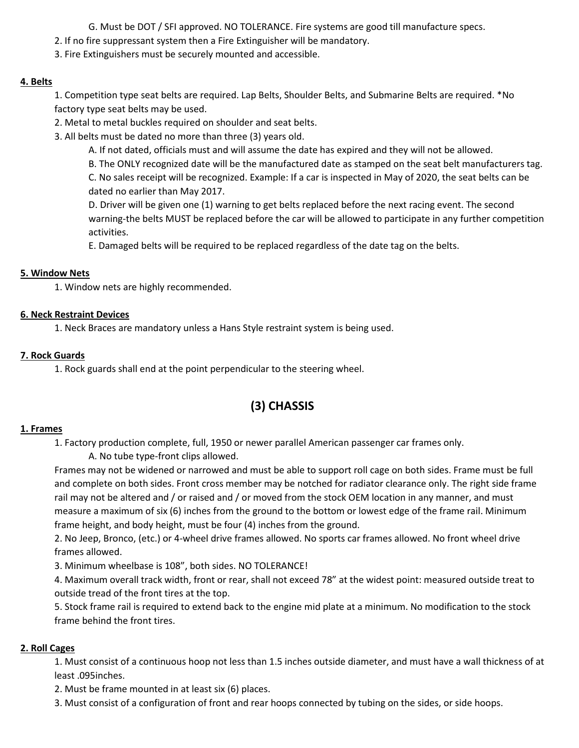G. Must be DOT / SFI approved. NO TOLERANCE. Fire systems are good till manufacture specs.

2. If no fire suppressant system then a Fire Extinguisher will be mandatory.
3. Fire Extinguishers must be securely mounted and accessible.

**4. Belts**

1. Competition type seat belts are required. Lap Belts, Shoulder Belts, and Submarine Belts are required. *No factory type seat belts may be used.
2. Metal to metal buckles required on shoulder and seat belts.
3. All belts must be dated no more than three (3) years old.
   - A. If not dated, officials must and will assume the date has expired and they will not be allowed.
   - B. The ONLY recognized date will be the manufactured date as stamped on the seat belt manufacturers tag.
   - C. No sales receipt will be recognized. Example: If a car is inspected in May of 2020, the seat belts can be dated no earlier than May 2017.
   - D. Driver will be given one (1) warning to get belts replaced before the next racing event. The second warning-the belts MUST be replaced before the car will be allowed to participate in any further competition activities.
   - E. Damaged belts will be required to be replaced regardless of the date tag on the belts.

**5. Window Nets**

1. Window nets are highly recommended.

**6. Neck Restraint Devices**

1. Neck Braces are mandatory unless a Hans Style restraint system is being used.

**7. Rock Guards**

1. Rock guards shall end at the point perpendicular to the steering wheel.

## (3) CHASSIS

**1. Frames**

1. Factory production complete, full, 1950 or newer parallel American passenger car frames only.
   - A. No tube type-front clips allowed.

   Frames may not be widened or narrowed and must be able to support roll cage on both sides. Frame must be full and complete on both sides. Front cross member may be notched for radiator clearance only. The right side frame rail may not be altered and / or raised and / or moved from the stock OEM location in any manner, and must measure a maximum of six (6) inches from the ground to the bottom or lowest edge of the frame rail. Minimum frame height, and body height, must be four (4) inches from the ground.
2. No Jeep, Bronco, (etc.) or 4-wheel drive frames allowed. No sports car frames allowed. No front wheel drive frames allowed.
3. Minimum wheelbase is 108”, both sides. NO TOLERANCE!
4. Maximum overall track width, front or rear, shall not exceed 78” at the widest point: measured outside treat to outside tread of the front tires at the top.
5. Stock frame rail is required to extend back to the engine mid plate at a minimum. No modification to the stock frame behind the front tires.

**2. Roll Cages**

1. Must consist of a continuous hoop not less than 1.5 inches outside diameter, and must have a wall thickness of at least .095inches.
2. Must be frame mounted in at least six (6) places.
3. Must consist of a configuration of front and rear hoops connected by tubing on the sides, or side hoops.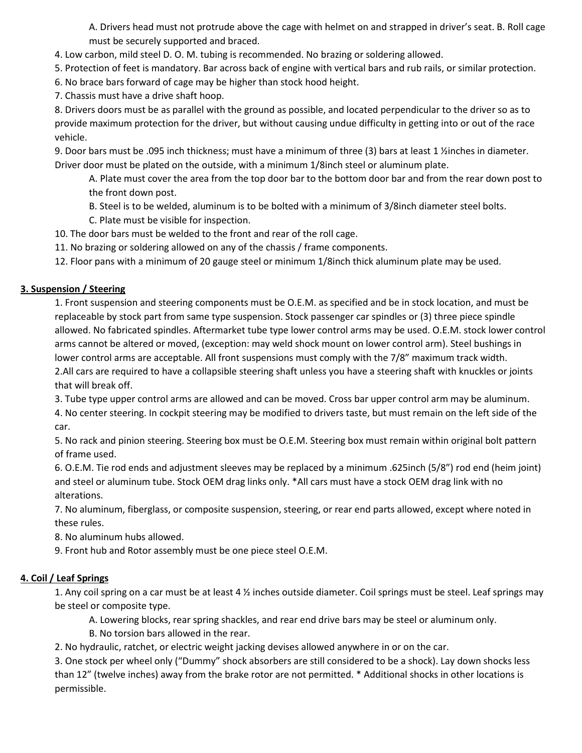A. Drivers head must not protrude above the cage with helmet on and strapped in driver's seat. B. Roll cage must be securely supported and braced.

4. Low carbon, mild steel D. O. M. tubing is recommended. No brazing or soldering allowed.
5. Protection of feet is mandatory. Bar across back of engine with vertical bars and rub rails, or similar protection.
6. No brace bars forward of cage may be higher than stock hood height.
7. Chassis must have a drive shaft hoop.
8. Drivers doors must be as parallel with the ground as possible, and located perpendicular to the driver so as to provide maximum protection for the driver, but without causing undue difficulty in getting into or out of the race vehicle.
9. Door bars must be .095 inch thickness; must have a minimum of three (3) bars at least 1 ½inches in diameter. Driver door must be plated on the outside, with a minimum 1/8inch steel or aluminum plate.
   - A. Plate must cover the area from the top door bar to the bottom door bar and from the rear down post to the front down post.
   - B. Steel is to be welded, aluminum is to be bolted with a minimum of 3/8inch diameter steel bolts.
   - C. Plate must be visible for inspection.
10. The door bars must be welded to the front and rear of the roll cage.
11. No brazing or soldering allowed on any of the chassis / frame components.
12. Floor pans with a minimum of 20 gauge steel or minimum 1/8inch thick aluminum plate may be used.

## 3. Suspension / Steering

1. Front suspension and steering components must be O.E.M. as specified and be in stock location, and must be replaceable by stock part from same type suspension. Stock passenger car spindles or (3) three piece spindle allowed. No fabricated spindles. Aftermarket tube type lower control arms may be used. O.E.M. stock lower control arms cannot be altered or moved, (exception: may weld shock mount on lower control arm). Steel bushings in lower control arms are acceptable. All front suspensions must comply with the 7/8" maximum track width.
2. All cars are required to have a collapsible steering shaft unless you have a steering shaft with knuckles or joints that will break off.
3. Tube type upper control arms are allowed and can be moved. Cross bar upper control arm may be aluminum.
4. No center steering. In cockpit steering may be modified to drivers taste, but must remain on the left side of the car.
5. No rack and pinion steering. Steering box must be O.E.M. Steering box must remain within original bolt pattern of frame used.
6. O.E.M. Tie rod ends and adjustment sleeves may be replaced by a minimum .625inch (5/8") rod end (heim joint) and steel or aluminum tube. Stock OEM drag links only. *All cars must have a stock OEM drag link with no alterations.
7. No aluminum, fiberglass, or composite suspension, steering, or rear end parts allowed, except where noted in these rules.
8. No aluminum hubs allowed.
9. Front hub and Rotor assembly must be one piece steel O.E.M.

## 4. Coil / Leaf Springs

1. Any coil spring on a car must be at least 4 ½ inches outside diameter. Coil springs must be steel. Leaf springs may be steel or composite type.
   - A. Lowering blocks, rear spring shackles, and rear end drive bars may be steel or aluminum only.
   - B. No torsion bars allowed in the rear.
2. No hydraulic, ratchet, or electric weight jacking devises allowed anywhere in or on the car.
3. One stock per wheel only ("Dummy" shock absorbers are still considered to be a shock). Lay down shocks less than 12" (twelve inches) away from the brake rotor are not permitted. * Additional shocks in other locations is permissible.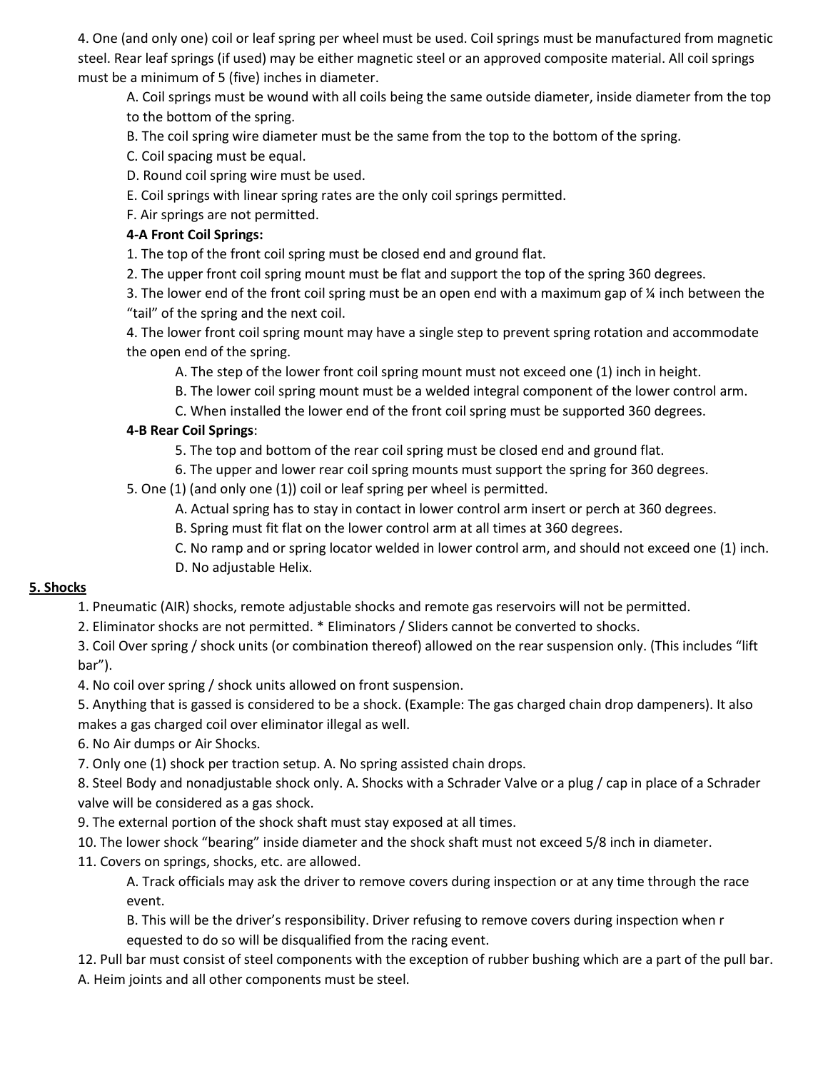4. One (and only one) coil or leaf spring per wheel must be used. Coil springs must be manufactured from magnetic steel. Rear leaf springs (if used) may be either magnetic steel or an approved composite material. All coil springs must be a minimum of 5 (five) inches in diameter.

A. Coil springs must be wound with all coils being the same outside diameter, inside diameter from the top to the bottom of the spring.

B. The coil spring wire diameter must be the same from the top to the bottom of the spring.

C. Coil spacing must be equal.

D. Round coil spring wire must be used.

E. Coil springs with linear spring rates are the only coil springs permitted.

F. Air springs are not permitted.

**4-A Front Coil Springs:**

1. The top of the front coil spring must be closed end and ground flat.

2. The upper front coil spring mount must be flat and support the top of the spring 360 degrees.

3. The lower end of the front coil spring must be an open end with a maximum gap of ¼ inch between the "tail" of the spring and the next coil.

4. The lower front coil spring mount may have a single step to prevent spring rotation and accommodate the open end of the spring.

A. The step of the lower front coil spring mount must not exceed one (1) inch in height.

B. The lower coil spring mount must be a welded integral component of the lower control arm.

C. When installed the lower end of the front coil spring must be supported 360 degrees.

**4-B Rear Coil Springs**:

5. The top and bottom of the rear coil spring must be closed end and ground flat.

6. The upper and lower rear coil spring mounts must support the spring for 360 degrees.

5. One (1) (and only one (1)) coil or leaf spring per wheel is permitted.

A. Actual spring has to stay in contact in lower control arm insert or perch at 360 degrees.

B. Spring must fit flat on the lower control arm at all times at 360 degrees.

C. No ramp and or spring locator welded in lower control arm, and should not exceed one (1) inch.

D. No adjustable Helix.

**<u>5. Shocks</u>**

1. Pneumatic (AIR) shocks, remote adjustable shocks and remote gas reservoirs will not be permitted.

2. Eliminator shocks are not permitted. * Eliminators / Sliders cannot be converted to shocks.

3. Coil Over spring / shock units (or combination thereof) allowed on the rear suspension only. (This includes "lift bar").

4. No coil over spring / shock units allowed on front suspension.

5. Anything that is gassed is considered to be a shock. (Example: The gas charged chain drop dampeners). It also makes a gas charged coil over eliminator illegal as well.

6. No Air dumps or Air Shocks.

7. Only one (1) shock per traction setup. A. No spring assisted chain drops.

8. Steel Body and nonadjustable shock only. A. Shocks with a Schrader Valve or a plug / cap in place of a Schrader valve will be considered as a gas shock.

9. The external portion of the shock shaft must stay exposed at all times.

10. The lower shock "bearing" inside diameter and the shock shaft must not exceed 5/8 inch in diameter.

11. Covers on springs, shocks, etc. are allowed.

A. Track officials may ask the driver to remove covers during inspection or at any time through the race event.

B. This will be the driver's responsibility. Driver refusing to remove covers during inspection when r equested to do so will be disqualified from the racing event.

12. Pull bar must consist of steel components with the exception of rubber bushing which are a part of the pull bar.

A. Heim joints and all other components must be steel.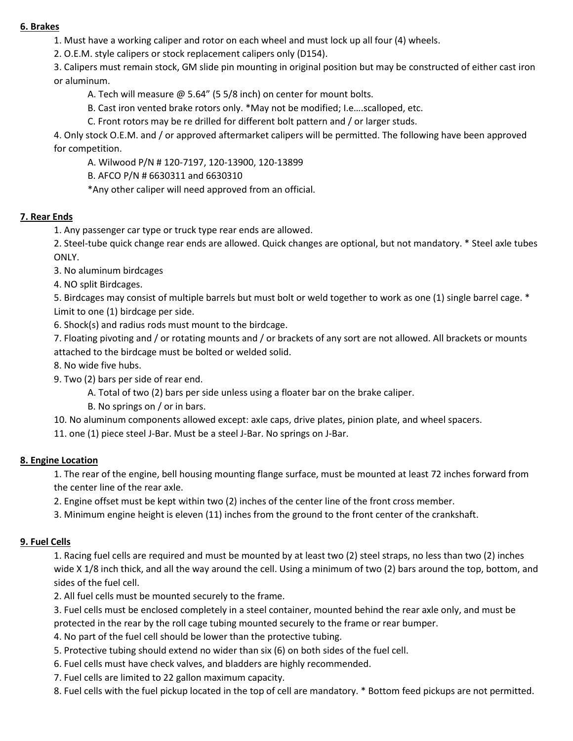**6. Brakes**

1. Must have a working caliper and rotor on each wheel and must lock up all four (4) wheels.
2. O.E.M. style calipers or stock replacement calipers only (D154).
3. Calipers must remain stock, GM slide pin mounting in original position but may be constructed of either cast iron or aluminum.
    - A. Tech will measure @ 5.64" (5 5/8 inch) on center for mount bolts.
    - B. Cast iron vented brake rotors only. *May not be modified; I.e….scalloped, etc.
    - C. Front rotors may be re drilled for different bolt pattern and / or larger studs.
4. Only stock O.E.M. and / or approved aftermarket calipers will be permitted. The following have been approved for competition.
    - A. Wilwood P/N # 120-7197, 120-13900, 120-13899
    - B. AFCO P/N # 6630311 and 6630310
    - *Any other caliper will need approved from an official.

**7. Rear Ends**

1. Any passenger car type or truck type rear ends are allowed.
2. Steel-tube quick change rear ends are allowed. Quick changes are optional, but not mandatory. * Steel axle tubes ONLY.
3. No aluminum birdcages
4. NO split Birdcages.
5. Birdcages may consist of multiple barrels but must bolt or weld together to work as one (1) single barrel cage. * Limit to one (1) birdcage per side.
6. Shock(s) and radius rods must mount to the birdcage.
7. Floating pivoting and / or rotating mounts and / or brackets of any sort are not allowed. All brackets or mounts attached to the birdcage must be bolted or welded solid.
8. No wide five hubs.
9. Two (2) bars per side of rear end.
    - A. Total of two (2) bars per side unless using a floater bar on the brake caliper.
    - B. No springs on / or in bars.
10. No aluminum components allowed except: axle caps, drive plates, pinion plate, and wheel spacers.
11. one (1) piece steel J-Bar. Must be a steel J-Bar. No springs on J-Bar.

**8. Engine Location**

1. The rear of the engine, bell housing mounting flange surface, must be mounted at least 72 inches forward from the center line of the rear axle.
2. Engine offset must be kept within two (2) inches of the center line of the front cross member.
3. Minimum engine height is eleven (11) inches from the ground to the front center of the crankshaft.

**9. Fuel Cells**

1. Racing fuel cells are required and must be mounted by at least two (2) steel straps, no less than two (2) inches wide X 1/8 inch thick, and all the way around the cell. Using a minimum of two (2) bars around the top, bottom, and sides of the fuel cell.
2. All fuel cells must be mounted securely to the frame.
3. Fuel cells must be enclosed completely in a steel container, mounted behind the rear axle only, and must be protected in the rear by the roll cage tubing mounted securely to the frame or rear bumper.
4. No part of the fuel cell should be lower than the protective tubing.
5. Protective tubing should extend no wider than six (6) on both sides of the fuel cell.
6. Fuel cells must have check valves, and bladders are highly recommended.
7. Fuel cells are limited to 22 gallon maximum capacity.
8. Fuel cells with the fuel pickup located in the top of cell are mandatory. * Bottom feed pickups are not permitted.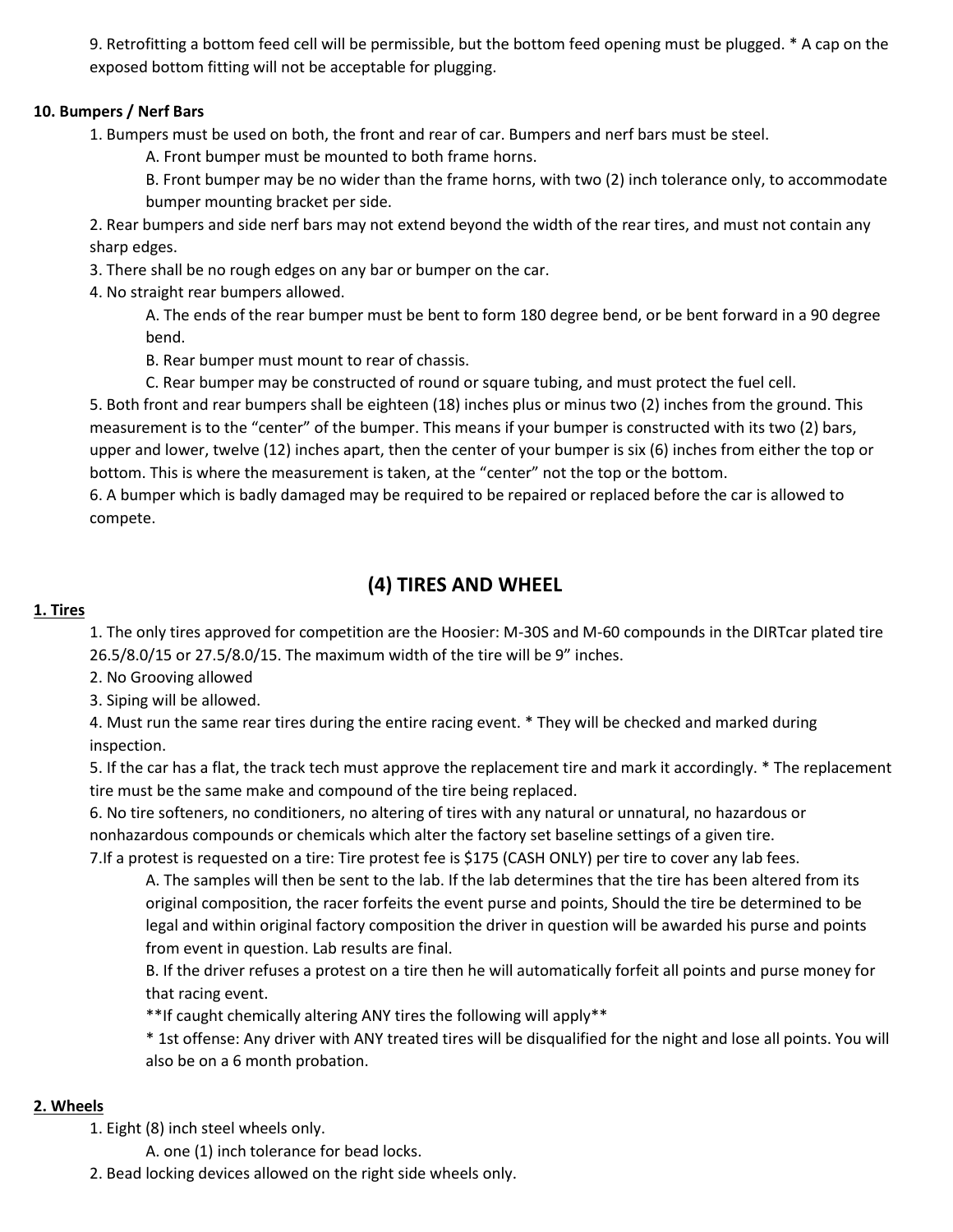9. Retrofitting a bottom feed cell will be permissible, but the bottom feed opening must be plugged. * A cap on the exposed bottom fitting will not be acceptable for plugging.

**10. Bumpers / Nerf Bars**

1. Bumpers must be used on both, the front and rear of car. Bumpers and nerf bars must be steel.
   A. Front bumper must be mounted to both frame horns.
   B. Front bumper may be no wider than the frame horns, with two (2) inch tolerance only, to accommodate bumper mounting bracket per side.
2. Rear bumpers and side nerf bars may not extend beyond the width of the rear tires, and must not contain any sharp edges.
3. There shall be no rough edges on any bar or bumper on the car.
4. No straight rear bumpers allowed.
   A. The ends of the rear bumper must be bent to form 180 degree bend, or be bent forward in a 90 degree bend.
   B. Rear bumper must mount to rear of chassis.
   C. Rear bumper may be constructed of round or square tubing, and must protect the fuel cell.
5. Both front and rear bumpers shall be eighteen (18) inches plus or minus two (2) inches from the ground. This measurement is to the "center" of the bumper. This means if your bumper is constructed with its two (2) bars, upper and lower, twelve (12) inches apart, then the center of your bumper is six (6) inches from either the top or bottom. This is where the measurement is taken, at the "center" not the top or the bottom.
6. A bumper which is badly damaged may be required to be repaired or replaced before the car is allowed to compete.

## (4) TIRES AND WHEEL

**1. Tires**

1. The only tires approved for competition are the Hoosier: M-30S and M-60 compounds in the DIRTcar plated tire 26.5/8.0/15 or 27.5/8.0/15. The maximum width of the tire will be 9" inches.
2. No Grooving allowed
3. Siping will be allowed.
4. Must run the same rear tires during the entire racing event. * They will be checked and marked during inspection.
5. If the car has a flat, the track tech must approve the replacement tire and mark it accordingly. * The replacement tire must be the same make and compound of the tire being replaced.
6. No tire softeners, no conditioners, no altering of tires with any natural or unnatural, no hazardous or nonhazardous compounds or chemicals which alter the factory set baseline settings of a given tire.
7. If a protest is requested on a tire: Tire protest fee is $175 (CASH ONLY) per tire to cover any lab fees.
   A. The samples will then be sent to the lab. If the lab determines that the tire has been altered from its original composition, the racer forfeits the event purse and points, Should the tire be determined to be legal and within original factory composition the driver in question will be awarded his purse and points from event in question. Lab results are final.
   B. If the driver refuses a protest on a tire then he will automatically forfeit all points and purse money for that racing event.
   **If caught chemically altering ANY tires the following will apply**
   * 1st offense: Any driver with ANY treated tires will be disqualified for the night and lose all points. You will also be on a 6 month probation.

**2. Wheels**

1. Eight (8) inch steel wheels only.
   A. one (1) inch tolerance for bead locks.
2. Bead locking devices allowed on the right side wheels only.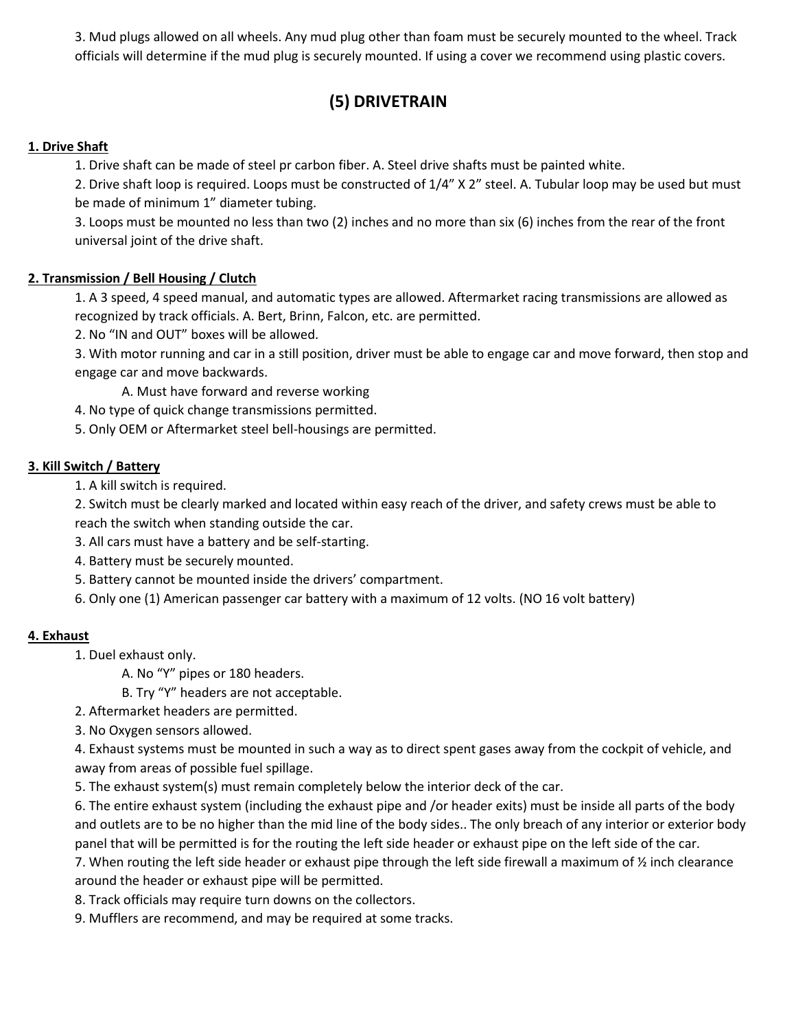3. Mud plugs allowed on all wheels. Any mud plug other than foam must be securely mounted to the wheel. Track officials will determine if the mud plug is securely mounted. If using a cover we recommend using plastic covers.

## (5) DRIVETRAIN

### 1. Drive Shaft

1. Drive shaft can be made of steel pr carbon fiber. A. Steel drive shafts must be painted white.
2. Drive shaft loop is required. Loops must be constructed of 1/4" X 2" steel. A. Tubular loop may be used but must be made of minimum 1" diameter tubing.
3. Loops must be mounted no less than two (2) inches and no more than six (6) inches from the rear of the front universal joint of the drive shaft.

### 2. Transmission / Bell Housing / Clutch

1. A 3 speed, 4 speed manual, and automatic types are allowed. Aftermarket racing transmissions are allowed as recognized by track officials. A. Bert, Brinn, Falcon, etc. are permitted.
2. No "IN and OUT" boxes will be allowed.
3. With motor running and car in a still position, driver must be able to engage car and move forward, then stop and engage car and move backwards.
   - A. Must have forward and reverse working
4. No type of quick change transmissions permitted.
5. Only OEM or Aftermarket steel bell-housings are permitted.

### 3. Kill Switch / Battery

1. A kill switch is required.
2. Switch must be clearly marked and located within easy reach of the driver, and safety crews must be able to reach the switch when standing outside the car.
3. All cars must have a battery and be self-starting.
4. Battery must be securely mounted.
5. Battery cannot be mounted inside the drivers' compartment.
6. Only one (1) American passenger car battery with a maximum of 12 volts. (NO 16 volt battery)

### 4. Exhaust

1. Duel exhaust only.
   - A. No "Y" pipes or 180 headers.
   - B. Try "Y" headers are not acceptable.
2. Aftermarket headers are permitted.
3. No Oxygen sensors allowed.
4. Exhaust systems must be mounted in such a way as to direct spent gases away from the cockpit of vehicle, and away from areas of possible fuel spillage.
5. The exhaust system(s) must remain completely below the interior deck of the car.
6. The entire exhaust system (including the exhaust pipe and /or header exits) must be inside all parts of the body and outlets are to be no higher than the mid line of the body sides.. The only breach of any interior or exterior body panel that will be permitted is for the routing the left side header or exhaust pipe on the left side of the car.
7. When routing the left side header or exhaust pipe through the left side firewall a maximum of ½ inch clearance around the header or exhaust pipe will be permitted.
8. Track officials may require turn downs on the collectors.
9. Mufflers are recommend, and may be required at some tracks.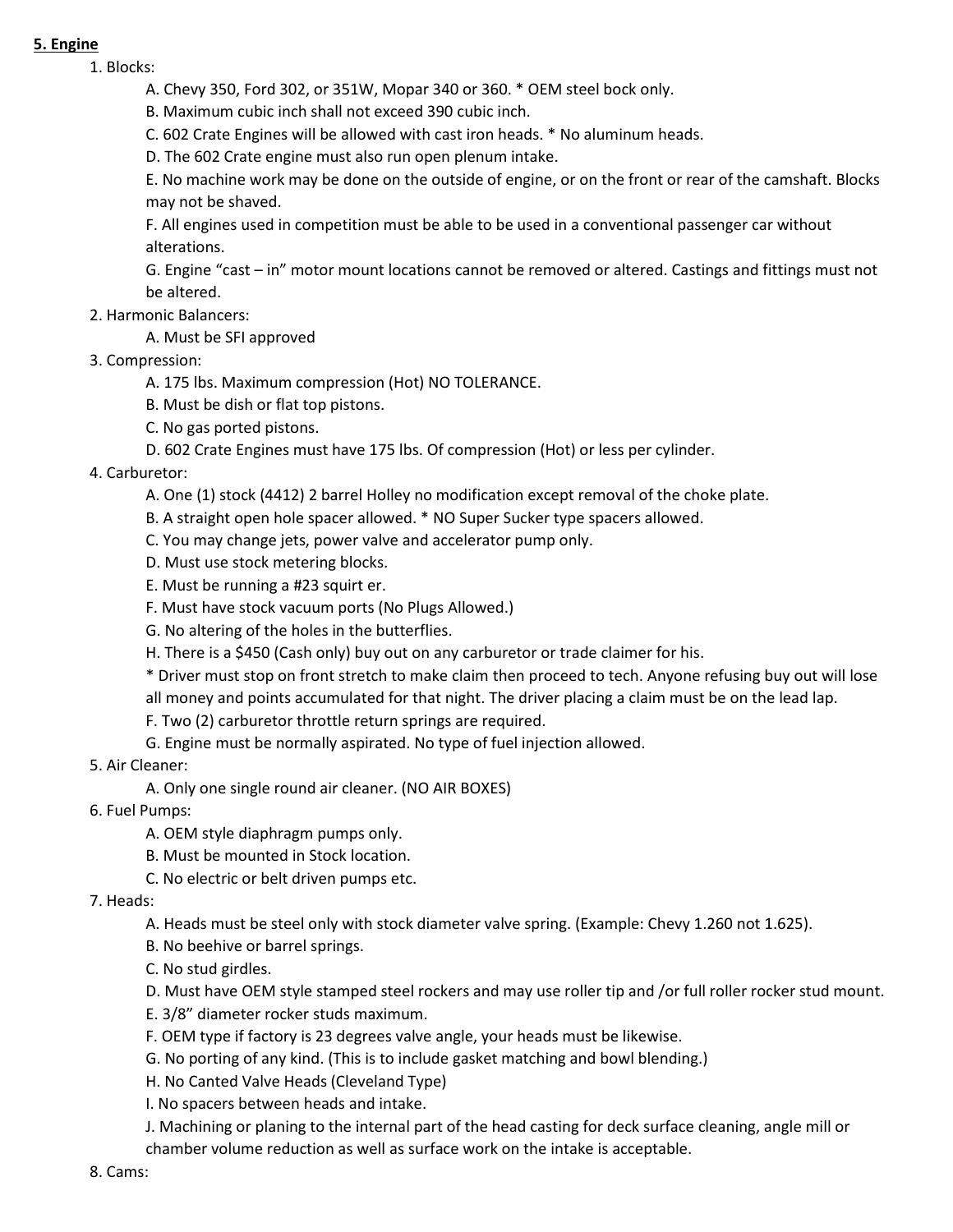**5. Engine**

1. Blocks:
    - A. Chevy 350, Ford 302, or 351W, Mopar 340 or 360. * OEM steel bock only.
    - B. Maximum cubic inch shall not exceed 390 cubic inch.
    - C. 602 Crate Engines will be allowed with cast iron heads. * No aluminum heads.
    - D. The 602 Crate engine must also run open plenum intake.
    - E. No machine work may be done on the outside of engine, or on the front or rear of the camshaft. Blocks may not be shaved.
    - F. All engines used in competition must be able to be used in a conventional passenger car without alterations.
    - G. Engine "cast – in" motor mount locations cannot be removed or altered. Castings and fittings must not be altered.
2. Harmonic Balancers:
    - A. Must be SFI approved
3. Compression:
    - A. 175 lbs. Maximum compression (Hot) NO TOLERANCE.
    - B. Must be dish or flat top pistons.
    - C. No gas ported pistons.
    - D. 602 Crate Engines must have 175 lbs. Of compression (Hot) or less per cylinder.
4. Carburetor:
    - A. One (1) stock (4412) 2 barrel Holley no modification except removal of the choke plate.
    - B. A straight open hole spacer allowed. * NO Super Sucker type spacers allowed.
    - C. You may change jets, power valve and accelerator pump only.
    - D. Must use stock metering blocks.
    - E. Must be running a #23 squirt er.
    - F. Must have stock vacuum ports (No Plugs Allowed.)
    - G. No altering of the holes in the butterflies.
    - H. There is a $450 (Cash only) buy out on any carburetor or trade claimer for his.

      * Driver must stop on front stretch to make claim then proceed to tech. Anyone refusing buy out will lose all money and points accumulated for that night. The driver placing a claim must be on the lead lap.
    - F. Two (2) carburetor throttle return springs are required.
    - G. Engine must be normally aspirated. No type of fuel injection allowed.
5. Air Cleaner:
    - A. Only one single round air cleaner. (NO AIR BOXES)
6. Fuel Pumps:
    - A. OEM style diaphragm pumps only.
    - B. Must be mounted in Stock location.
    - C. No electric or belt driven pumps etc.
7. Heads:
    - A. Heads must be steel only with stock diameter valve spring. (Example: Chevy 1.260 not 1.625).
    - B. No beehive or barrel springs.
    - C. No stud girdles.
    - D. Must have OEM style stamped steel rockers and may use roller tip and /or full roller rocker stud mount.
    - E. 3/8" diameter rocker studs maximum.
    - F. OEM type if factory is 23 degrees valve angle, your heads must be likewise.
    - G. No porting of any kind. (This is to include gasket matching and bowl blending.)
    - H. No Canted Valve Heads (Cleveland Type)
    - I. No spacers between heads and intake.
    - J. Machining or planing to the internal part of the head casting for deck surface cleaning, angle mill or chamber volume reduction as well as surface work on the intake is acceptable.
8. Cams: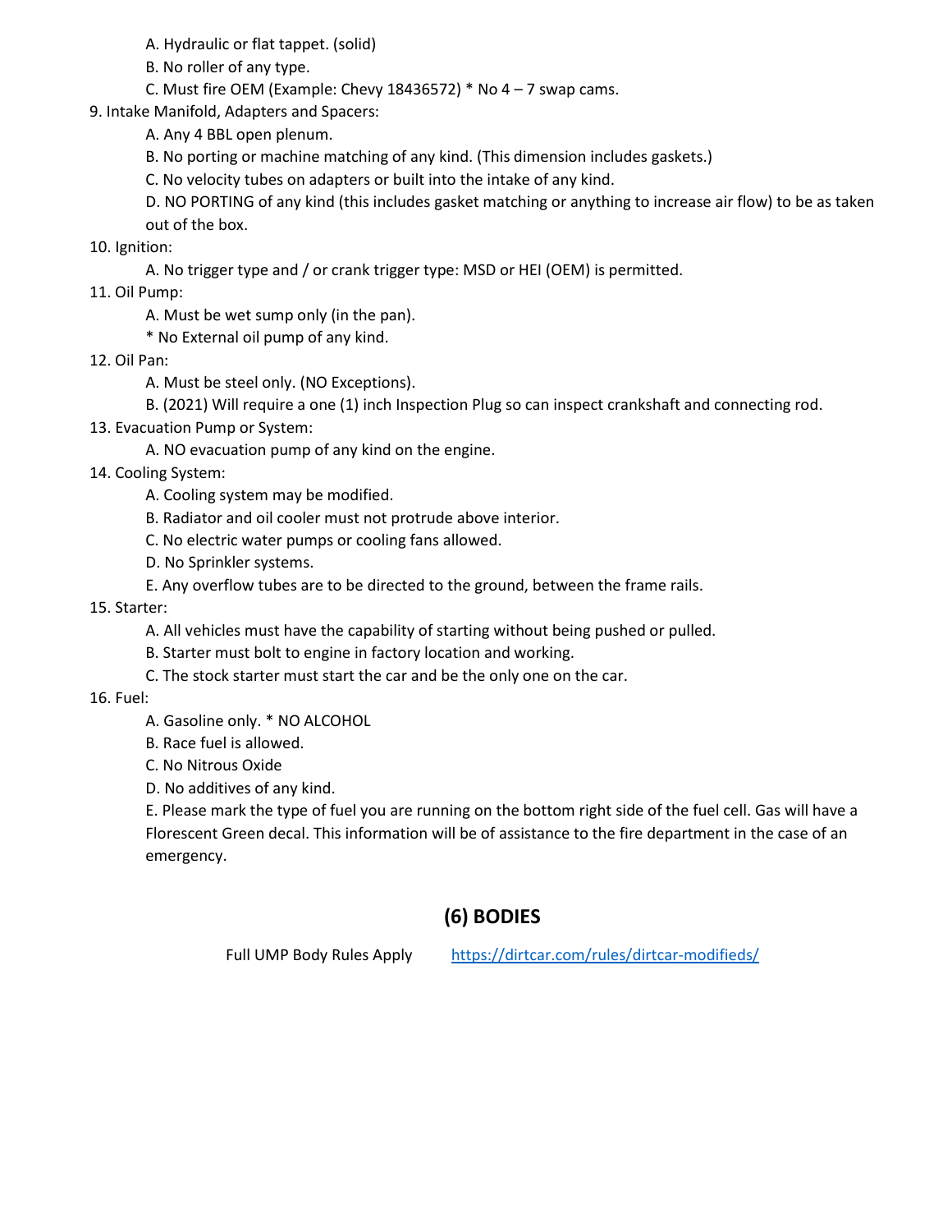A. Hydraulic or flat tappet. (solid)

B. No roller of any type.

C. Must fire OEM (Example: Chevy 18436572) * No 4 – 7 swap cams.

9. Intake Manifold, Adapters and Spacers:

A. Any 4 BBL open plenum.

B. No porting or machine matching of any kind. (This dimension includes gaskets.)

C. No velocity tubes on adapters or built into the intake of any kind.

D. NO PORTING of any kind (this includes gasket matching or anything to increase air flow) to be as taken out of the box.

10. Ignition:

A. No trigger type and / or crank trigger type: MSD or HEI (OEM) is permitted.

11. Oil Pump:

A. Must be wet sump only (in the pan).

* No External oil pump of any kind.

12. Oil Pan:

A. Must be steel only. (NO Exceptions).

B. (2021) Will require a one (1) inch Inspection Plug so can inspect crankshaft and connecting rod.

13. Evacuation Pump or System:

A. NO evacuation pump of any kind on the engine.

14. Cooling System:

A. Cooling system may be modified.

B. Radiator and oil cooler must not protrude above interior.

C. No electric water pumps or cooling fans allowed.

D. No Sprinkler systems.

E. Any overflow tubes are to be directed to the ground, between the frame rails.

15. Starter:

A. All vehicles must have the capability of starting without being pushed or pulled.

B. Starter must bolt to engine in factory location and working.

C. The stock starter must start the car and be the only one on the car.

16. Fuel:

A. Gasoline only. * NO ALCOHOL

B. Race fuel is allowed.

C. No Nitrous Oxide

D. No additives of any kind.

E. Please mark the type of fuel you are running on the bottom right side of the fuel cell. Gas will have a Florescent Green decal. This information will be of assistance to the fire department in the case of an emergency.

## (6) BODIES

Full UMP Body Rules Apply https://dirtcar.com/rules/dirtcar-modifieds/